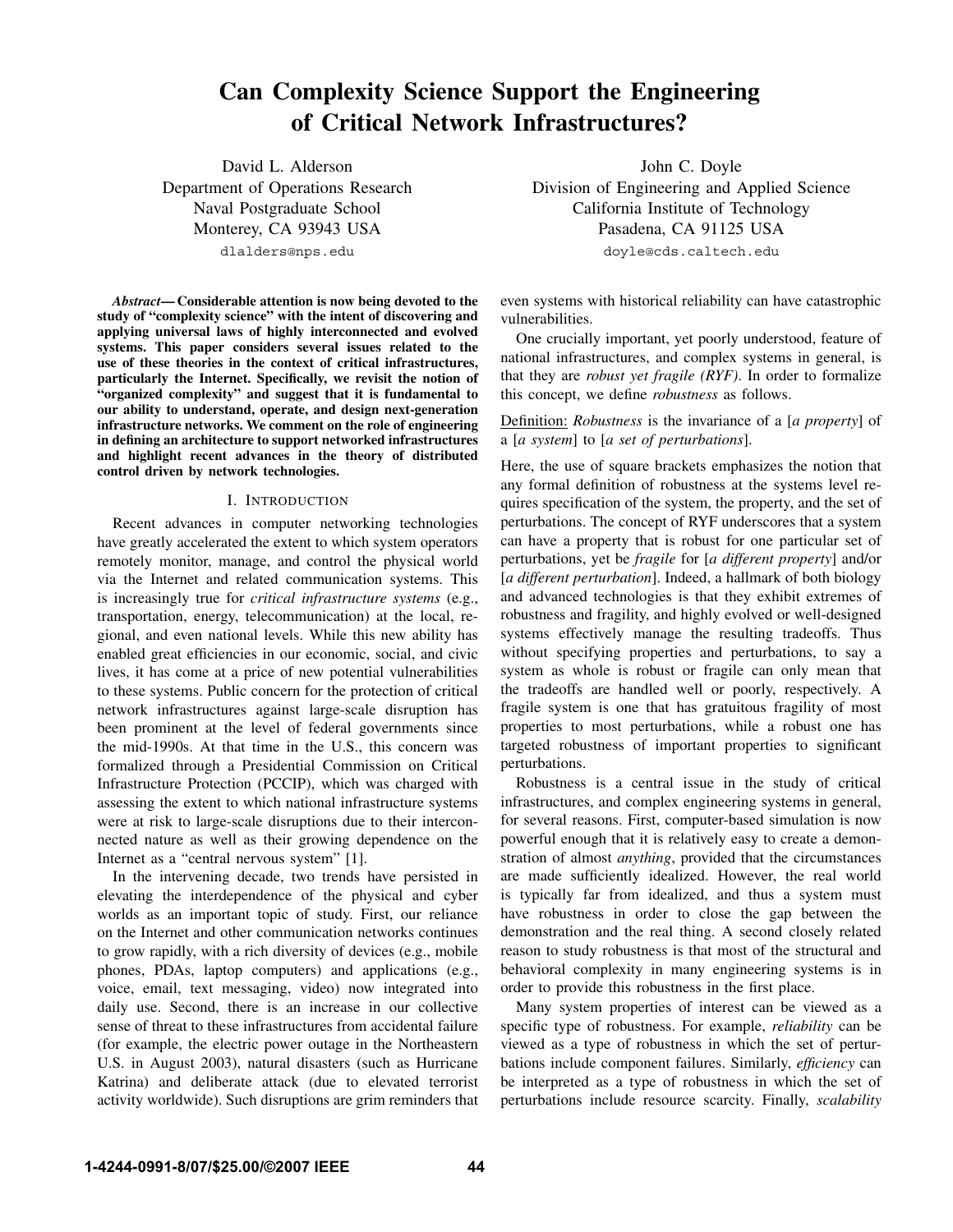# Can Complexity Science Support the Engineering of Critical Network Infrastructures?

David L. Alderson
Department of Operations Research
Naval Postgraduate School
Monterey, CA 93943 USA
dlalders@nps.edu

John C. Doyle
Division of Engineering and Applied Science
California Institute of Technology
Pasadena, CA 91125 USA
doyle@cds.caltech.edu

***Abstract*— Considerable attention is now being devoted to the study of "complexity science" with the intent of discovering and applying universal laws of highly interconnected and evolved systems. This paper considers several issues related to the use of these theories in the context of critical infrastructures, particularly the Internet. Specifically, we revisit the notion of "organized complexity" and suggest that it is fundamental to our ability to understand, operate, and design next-generation infrastructure networks. We comment on the role of engineering in defining an architecture to support networked infrastructures and highlight recent advances in the theory of distributed control driven by network technologies.**

## I. Introduction

Recent advances in computer networking technologies have greatly accelerated the extent to which system operators remotely monitor, manage, and control the physical world via the Internet and related communication systems. This is increasingly true for *critical infrastructure systems* (e.g., transportation, energy, telecommunication) at the local, regional, and even national levels. While this new ability has enabled great efficiencies in our economic, social, and civic lives, it has come at a price of new potential vulnerabilities to these systems. Public concern for the protection of critical network infrastructures against large-scale disruption has been prominent at the level of federal governments since the mid-1990s. At that time in the U.S., this concern was formalized through a Presidential Commission on Critical Infrastructure Protection (PCCIP), which was charged with assessing the extent to which national infrastructure systems were at risk to large-scale disruptions due to their interconnected nature as well as their growing dependence on the Internet as a "central nervous system" [1].

In the intervening decade, two trends have persisted in elevating the interdependence of the physical and cyber worlds as an important topic of study. First, our reliance on the Internet and other communication networks continues to grow rapidly, with a rich diversity of devices (e.g., mobile phones, PDAs, laptop computers) and applications (e.g., voice, email, text messaging, video) now integrated into daily use. Second, there is an increase in our collective sense of threat to these infrastructures from accidental failure (for example, the electric power outage in the Northeastern U.S. in August 2003), natural disasters (such as Hurricane Katrina) and deliberate attack (due to elevated terrorist activity worldwide). Such disruptions are grim reminders that even systems with historical reliability can have catastrophic vulnerabilities.

One crucially important, yet poorly understood, feature of national infrastructures, and complex systems in general, is that they are *robust yet fragile (RYF)*. In order to formalize this concept, we define *robustness* as follows.

Definition: *Robustness* is the invariance of a [*a property*] of a [*a system*] to [*a set of perturbations*].

Here, the use of square brackets emphasizes the notion that any formal definition of robustness at the systems level requires specification of the system, the property, and the set of perturbations. The concept of RYF underscores that a system can have a property that is robust for one particular set of perturbations, yet be *fragile* for [*a different property*] and/or [*a different perturbation*]. Indeed, a hallmark of both biology and advanced technologies is that they exhibit extremes of robustness and fragility, and highly evolved or well-designed systems effectively manage the resulting tradeoffs. Thus without specifying properties and perturbations, to say a system as whole is robust or fragile can only mean that the tradeoffs are handled well or poorly, respectively. A fragile system is one that has gratuitous fragility of most properties to most perturbations, while a robust one has targeted robustness of important properties to significant perturbations.

Robustness is a central issue in the study of critical infrastructures, and complex engineering systems in general, for several reasons. First, computer-based simulation is now powerful enough that it is relatively easy to create a demonstration of almost *anything*, provided that the circumstances are made sufficiently idealized. However, the real world is typically far from idealized, and thus a system must have robustness in order to close the gap between the demonstration and the real thing. A second closely related reason to study robustness is that most of the structural and behavioral complexity in many engineering systems is in order to provide this robustness in the first place.

Many system properties of interest can be viewed as a specific type of robustness. For example, *reliability* can be viewed as a type of robustness in which the set of perturbations include component failures. Similarly, *efficiency* can be interpreted as a type of robustness in which the set of perturbations include resource scarcity. Finally, *scalability*

1-4244-0991-8/07/$25.00/©2007 IEEE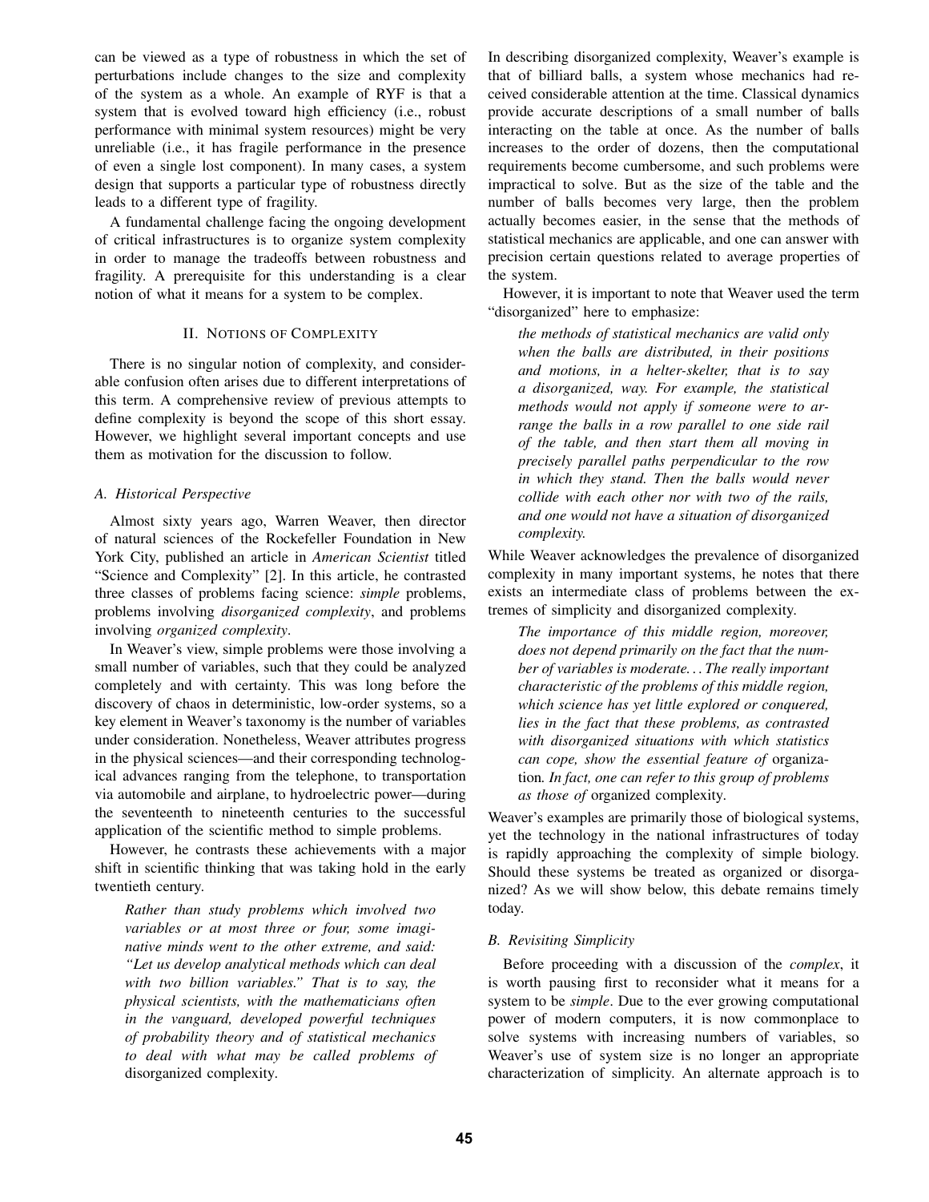can be viewed as a type of robustness in which the set of perturbations include changes to the size and complexity of the system as a whole. An example of RYF is that a system that is evolved toward high efficiency (i.e., robust performance with minimal system resources) might be very unreliable (i.e., it has fragile performance in the presence of even a single lost component). In many cases, a system design that supports a particular type of robustness directly leads to a different type of fragility.

A fundamental challenge facing the ongoing development of critical infrastructures is to organize system complexity in order to manage the tradeoffs between robustness and fragility. A prerequisite for this understanding is a clear notion of what it means for a system to be complex.

## II. Notions of Complexity

There is no singular notion of complexity, and considerable confusion often arises due to different interpretations of this term. A comprehensive review of previous attempts to define complexity is beyond the scope of this short essay. However, we highlight several important concepts and use them as motivation for the discussion to follow.

### A. Historical Perspective

Almost sixty years ago, Warren Weaver, then director of natural sciences of the Rockefeller Foundation in New York City, published an article in *American Scientist* titled "Science and Complexity" [2]. In this article, he contrasted three classes of problems facing science: *simple* problems, problems involving *disorganized complexity*, and problems involving *organized complexity*.

In Weaver's view, simple problems were those involving a small number of variables, such that they could be analyzed completely and with certainty. This was long before the discovery of chaos in deterministic, low-order systems, so a key element in Weaver's taxonomy is the number of variables under consideration. Nonetheless, Weaver attributes progress in the physical sciences—and their corresponding technological advances ranging from the telephone, to transportation via automobile and airplane, to hydroelectric power—during the seventeenth to nineteenth centuries to the successful application of the scientific method to simple problems.

However, he contrasts these achievements with a major shift in scientific thinking that was taking hold in the early twentieth century.

> *Rather than study problems which involved two variables or at most three or four, some imaginative minds went to the other extreme, and said: "Let us develop analytical methods which can deal with two billion variables." That is to say, the physical scientists, with the mathematicians often in the vanguard, developed powerful techniques of probability theory and of statistical mechanics to deal with what may be called problems of* disorganized complexity.

In describing disorganized complexity, Weaver's example is that of billiard balls, a system whose mechanics had received considerable attention at the time. Classical dynamics provide accurate descriptions of a small number of balls interacting on the table at once. As the number of balls increases to the order of dozens, then the computational requirements become cumbersome, and such problems were impractical to solve. But as the size of the table and the number of balls becomes very large, then the problem actually becomes easier, in the sense that the methods of statistical mechanics are applicable, and one can answer with precision certain questions related to average properties of the system.

However, it is important to note that Weaver used the term "disorganized" here to emphasize:

> *the methods of statistical mechanics are valid only when the balls are distributed, in their positions and motions, in a helter-skelter, that is to say a disorganized, way. For example, the statistical methods would not apply if someone were to arrange the balls in a row parallel to one side rail of the table, and then start them all moving in precisely parallel paths perpendicular to the row in which they stand. Then the balls would never collide with each other nor with two of the rails, and one would not have a situation of disorganized complexity.*

While Weaver acknowledges the prevalence of disorganized complexity in many important systems, he notes that there exists an intermediate class of problems between the extremes of simplicity and disorganized complexity.

> *The importance of this middle region, moreover, does not depend primarily on the fact that the number of variables is moderate... The really important characteristic of the problems of this middle region, which science has yet little explored or conquered, lies in the fact that these problems, as contrasted with disorganized situations with which statistics can cope, show the essential feature of* organization. *In fact, one can refer to this group of problems as those of* organized complexity.

Weaver's examples are primarily those of biological systems, yet the technology in the national infrastructures of today is rapidly approaching the complexity of simple biology. Should these systems be treated as organized or disorganized? As we will show below, this debate remains timely today.

### B. Revisiting Simplicity

Before proceeding with a discussion of the *complex*, it is worth pausing first to reconsider what it means for a system to be *simple*. Due to the ever growing computational power of modern computers, it is now commonplace to solve systems with increasing numbers of variables, so Weaver's use of system size is no longer an appropriate characterization of simplicity. An alternate approach is to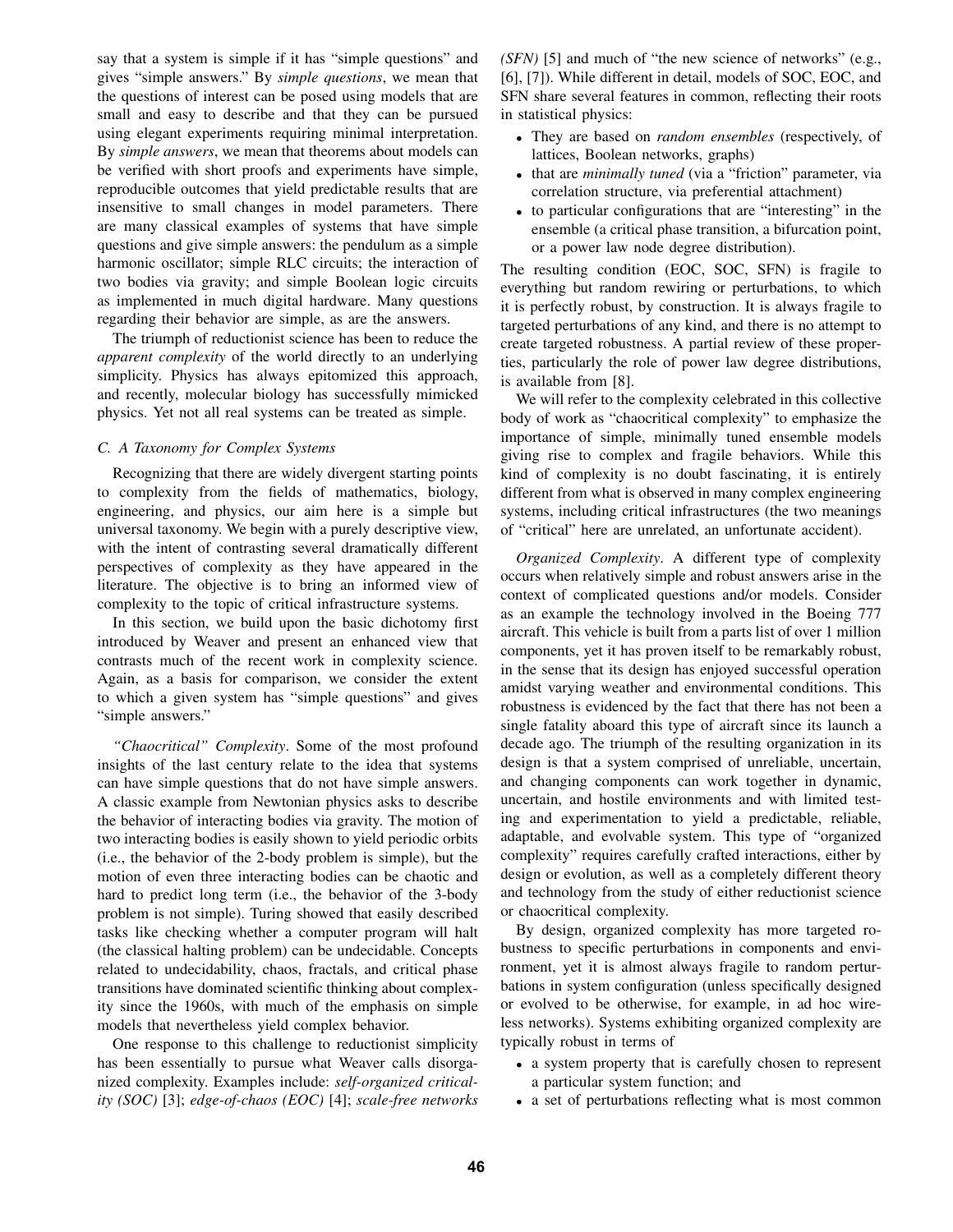say that a system is simple if it has "simple questions" and gives "simple answers." By *simple questions*, we mean that the questions of interest can be posed using models that are small and easy to describe and that they can be pursued using elegant experiments requiring minimal interpretation. By *simple answers*, we mean that theorems about models can be verified with short proofs and experiments have simple, reproducible outcomes that yield predictable results that are insensitive to small changes in model parameters. There are many classical examples of systems that have simple questions and give simple answers: the pendulum as a simple harmonic oscillator; simple RLC circuits; the interaction of two bodies via gravity; and simple Boolean logic circuits as implemented in much digital hardware. Many questions regarding their behavior are simple, as are the answers.

The triumph of reductionist science has been to reduce the *apparent complexity* of the world directly to an underlying simplicity. Physics has always epitomized this approach, and recently, molecular biology has successfully mimicked physics. Yet not all real systems can be treated as simple.

### C. A Taxonomy for Complex Systems

Recognizing that there are widely divergent starting points to complexity from the fields of mathematics, biology, engineering, and physics, our aim here is a simple but universal taxonomy. We begin with a purely descriptive view, with the intent of contrasting several dramatically different perspectives of complexity as they have appeared in the literature. The objective is to bring an informed view of complexity to the topic of critical infrastructure systems.

In this section, we build upon the basic dichotomy first introduced by Weaver and present an enhanced view that contrasts much of the recent work in complexity science. Again, as a basis for comparison, we consider the extent to which a given system has "simple questions" and gives "simple answers."

*"Chaocritical" Complexity*. Some of the most profound insights of the last century relate to the idea that systems can have simple questions that do not have simple answers. A classic example from Newtonian physics asks to describe the behavior of interacting bodies via gravity. The motion of two interacting bodies is easily shown to yield periodic orbits (i.e., the behavior of the 2-body problem is simple), but the motion of even three interacting bodies can be chaotic and hard to predict long term (i.e., the behavior of the 3-body problem is not simple). Turing showed that easily described tasks like checking whether a computer program will halt (the classical halting problem) can be undecidable. Concepts related to undecidability, chaos, fractals, and critical phase transitions have dominated scientific thinking about complexity since the 1960s, with much of the emphasis on simple models that nevertheless yield complex behavior.

One response to this challenge to reductionist simplicity has been essentially to pursue what Weaver calls disorganized complexity. Examples include: *self-organized criticality (SOC)* [3]; *edge-of-chaos (EOC)* [4]; *scale-free networks (SFN)* [5] and much of "the new science of networks" (e.g., [6], [7]). While different in detail, models of SOC, EOC, and SFN share several features in common, reflecting their roots in statistical physics:

- They are based on *random ensembles* (respectively, of lattices, Boolean networks, graphs)
- that are *minimally tuned* (via a "friction" parameter, via correlation structure, via preferential attachment)
- to particular configurations that are "interesting" in the ensemble (a critical phase transition, a bifurcation point, or a power law node degree distribution).

The resulting condition (EOC, SOC, SFN) is fragile to everything but random rewiring or perturbations, to which it is perfectly robust, by construction. It is always fragile to targeted perturbations of any kind, and there is no attempt to create targeted robustness. A partial review of these properties, particularly the role of power law degree distributions, is available from [8].

We will refer to the complexity celebrated in this collective body of work as "chaocritical complexity" to emphasize the importance of simple, minimally tuned ensemble models giving rise to complex and fragile behaviors. While this kind of complexity is no doubt fascinating, it is entirely different from what is observed in many complex engineering systems, including critical infrastructures (the two meanings of "critical" here are unrelated, an unfortunate accident).

*Organized Complexity*. A different type of complexity occurs when relatively simple and robust answers arise in the context of complicated questions and/or models. Consider as an example the technology involved in the Boeing 777 aircraft. This vehicle is built from a parts list of over 1 million components, yet it has proven itself to be remarkably robust, in the sense that its design has enjoyed successful operation amidst varying weather and environmental conditions. This robustness is evidenced by the fact that there has not been a single fatality aboard this type of aircraft since its launch a decade ago. The triumph of the resulting organization in its design is that a system comprised of unreliable, uncertain, and changing components can work together in dynamic, uncertain, and hostile environments and with limited testing and experimentation to yield a predictable, reliable, adaptable, and evolvable system. This type of "organized complexity" requires carefully crafted interactions, either by design or evolution, as well as a completely different theory and technology from the study of either reductionist science or chaocritical complexity.

By design, organized complexity has more targeted robustness to specific perturbations in components and environment, yet it is almost always fragile to random perturbations in system configuration (unless specifically designed or evolved to be otherwise, for example, in ad hoc wireless networks). Systems exhibiting organized complexity are typically robust in terms of

- a system property that is carefully chosen to represent a particular system function; and
- a set of perturbations reflecting what is most common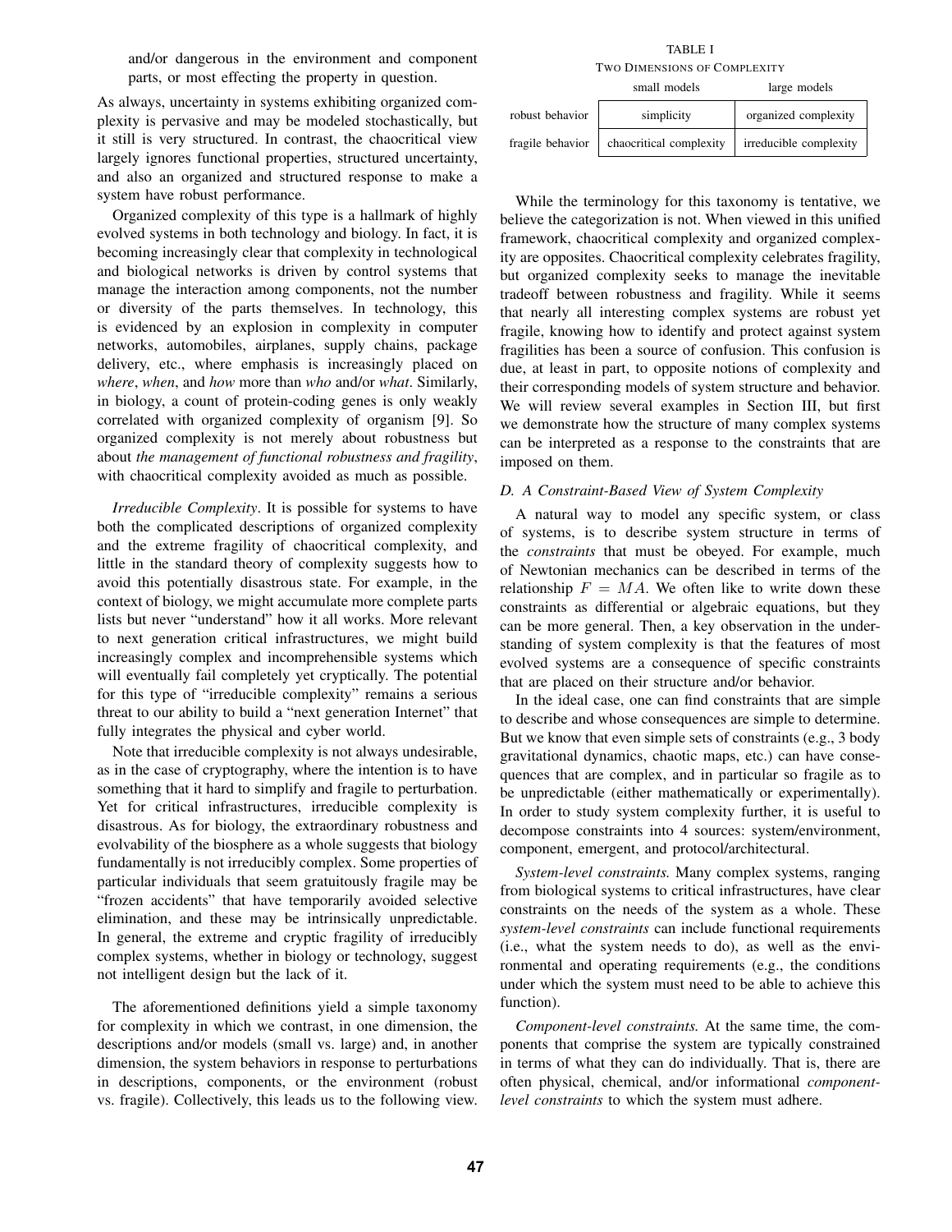and/or dangerous in the environment and component parts, or most effecting the property in question.

As always, uncertainty in systems exhibiting organized complexity is pervasive and may be modeled stochastically, but it still is very structured. In contrast, the chaocritical view largely ignores functional properties, structured uncertainty, and also an organized and structured response to make a system have robust performance.

Organized complexity of this type is a hallmark of highly evolved systems in both technology and biology. In fact, it is becoming increasingly clear that complexity in technological and biological networks is driven by control systems that manage the interaction among components, not the number or diversity of the parts themselves. In technology, this is evidenced by an explosion in complexity in computer networks, automobiles, airplanes, supply chains, package delivery, etc., where emphasis is increasingly placed on *where*, *when*, and *how* more than *who* and/or *what*. Similarly, in biology, a count of protein-coding genes is only weakly correlated with organized complexity of organism [9]. So organized complexity is not merely about robustness but about *the management of functional robustness and fragility*, with chaocritical complexity avoided as much as possible.

*Irreducible Complexity*. It is possible for systems to have both the complicated descriptions of organized complexity and the extreme fragility of chaocritical complexity, and little in the standard theory of complexity suggests how to avoid this potentially disastrous state. For example, in the context of biology, we might accumulate more complete parts lists but never "understand" how it all works. More relevant to next generation critical infrastructures, we might build increasingly complex and incomprehensible systems which will eventually fail completely yet cryptically. The potential for this type of "irreducible complexity" remains a serious threat to our ability to build a "next generation Internet" that fully integrates the physical and cyber world.

Note that irreducible complexity is not always undesirable, as in the case of cryptography, where the intention is to have something that it hard to simplify and fragile to perturbation. Yet for critical infrastructures, irreducible complexity is disastrous. As for biology, the extraordinary robustness and evolvability of the biosphere as a whole suggests that biology fundamentally is not irreducibly complex. Some properties of particular individuals that seem gratuitously fragile may be "frozen accidents" that have temporarily avoided selective elimination, and these may be intrinsically unpredictable. In general, the extreme and cryptic fragility of irreducibly complex systems, whether in biology or technology, suggest not intelligent design but the lack of it.

The aforementioned definitions yield a simple taxonomy for complexity in which we contrast, in one dimension, the descriptions and/or models (small vs. large) and, in another dimension, the system behaviors in response to perturbations in descriptions, components, or the environment (robust vs. fragile). Collectively, this leads us to the following view.

TABLE I
TWO DIMENSIONS OF COMPLEXITY

| | small models | large models |
|---|---|---|
| robust behavior | simplicity | organized complexity |
| fragile behavior | chaocritical complexity | irreducible complexity |

While the terminology for this taxonomy is tentative, we believe the categorization is not. When viewed in this unified framework, chaocritical complexity and organized complexity are opposites. Chaocritical complexity celebrates fragility, but organized complexity seeks to manage the inevitable tradeoff between robustness and fragility. While it seems that nearly all interesting complex systems are robust yet fragile, knowing how to identify and protect against system fragilities has been a source of confusion. This confusion is due, at least in part, to opposite notions of complexity and their corresponding models of system structure and behavior. We will review several examples in Section III, but first we demonstrate how the structure of many complex systems can be interpreted as a response to the constraints that are imposed on them.

### D. A Constraint-Based View of System Complexity

A natural way to model any specific system, or class of systems, is to describe system structure in terms of the *constraints* that must be obeyed. For example, much of Newtonian mechanics can be described in terms of the relationship $F = MA$. We often like to write down these constraints as differential or algebraic equations, but they can be more general. Then, a key observation in the understanding of system complexity is that the features of most evolved systems are a consequence of specific constraints that are placed on their structure and/or behavior.

In the ideal case, one can find constraints that are simple to describe and whose consequences are simple to determine. But we know that even simple sets of constraints (e.g., 3 body gravitational dynamics, chaotic maps, etc.) can have consequences that are complex, and in particular so fragile as to be unpredictable (either mathematically or experimentally). In order to study system complexity further, it is useful to decompose constraints into 4 sources: system/environment, component, emergent, and protocol/architectural.

*System-level constraints.* Many complex systems, ranging from biological systems to critical infrastructures, have clear constraints on the needs of the system as a whole. These *system-level constraints* can include functional requirements (i.e., what the system needs to do), as well as the environmental and operating requirements (e.g., the conditions under which the system must need to be able to achieve this function).

*Component-level constraints.* At the same time, the components that comprise the system are typically constrained in terms of what they can do individually. That is, there are often physical, chemical, and/or informational *component-level constraints* to which the system must adhere.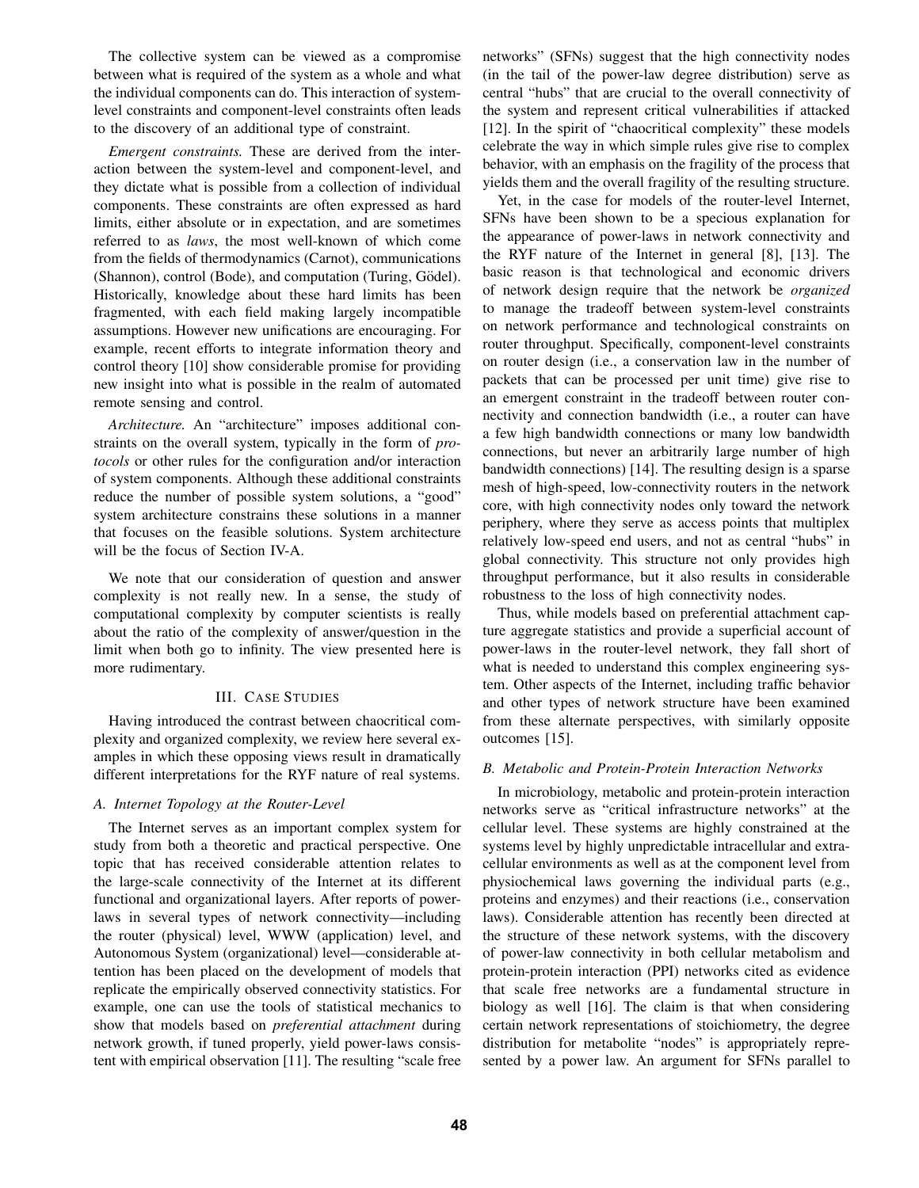The collective system can be viewed as a compromise between what is required of the system as a whole and what the individual components can do. This interaction of system-level constraints and component-level constraints often leads to the discovery of an additional type of constraint.

*Emergent constraints.* These are derived from the interaction between the system-level and component-level, and they dictate what is possible from a collection of individual components. These constraints are often expressed as hard limits, either absolute or in expectation, and are sometimes referred to as *laws*, the most well-known of which come from the fields of thermodynamics (Carnot), communications (Shannon), control (Bode), and computation (Turing, Gödel). Historically, knowledge about these hard limits has been fragmented, with each field making largely incompatible assumptions. However new unifications are encouraging. For example, recent efforts to integrate information theory and control theory [10] show considerable promise for providing new insight into what is possible in the realm of automated remote sensing and control.

*Architecture.* An "architecture" imposes additional constraints on the overall system, typically in the form of *protocols* or other rules for the configuration and/or interaction of system components. Although these additional constraints reduce the number of possible system solutions, a "good" system architecture constrains these solutions in a manner that focuses on the feasible solutions. System architecture will be the focus of Section IV-A.

We note that our consideration of question and answer complexity is not really new. In a sense, the study of computational complexity by computer scientists is really about the ratio of the complexity of answer/question in the limit when both go to infinity. The view presented here is more rudimentary.

## III. Case Studies

Having introduced the contrast between chaocritical complexity and organized complexity, we review here several examples in which these opposing views result in dramatically different interpretations for the RYF nature of real systems.

### A. Internet Topology at the Router-Level

The Internet serves as an important complex system for study from both a theoretic and practical perspective. One topic that has received considerable attention relates to the large-scale connectivity of the Internet at its different functional and organizational layers. After reports of power-laws in several types of network connectivity—including the router (physical) level, WWW (application) level, and Autonomous System (organizational) level—considerable attention has been placed on the development of models that replicate the empirically observed connectivity statistics. For example, one can use the tools of statistical mechanics to show that models based on *preferential attachment* during network growth, if tuned properly, yield power-laws consistent with empirical observation [11]. The resulting "scale free networks" (SFNs) suggest that the high connectivity nodes (in the tail of the power-law degree distribution) serve as central "hubs" that are crucial to the overall connectivity of the system and represent critical vulnerabilities if attacked [12]. In the spirit of "chaocritical complexity" these models celebrate the way in which simple rules give rise to complex behavior, with an emphasis on the fragility of the process that yields them and the overall fragility of the resulting structure.

Yet, in the case for models of the router-level Internet, SFNs have been shown to be a specious explanation for the appearance of power-laws in network connectivity and the RYF nature of the Internet in general [8], [13]. The basic reason is that technological and economic drivers of network design require that the network be *organized* to manage the tradeoff between system-level constraints on network performance and technological constraints on router throughput. Specifically, component-level constraints on router design (i.e., a conservation law in the number of packets that can be processed per unit time) give rise to an emergent constraint in the tradeoff between router connectivity and connection bandwidth (i.e., a router can have a few high bandwidth connections or many low bandwidth connections, but never an arbitrarily large number of high bandwidth connections) [14]. The resulting design is a sparse mesh of high-speed, low-connectivity routers in the network core, with high connectivity nodes only toward the network periphery, where they serve as access points that multiplex relatively low-speed end users, and not as central "hubs" in global connectivity. This structure not only provides high throughput performance, but it also results in considerable robustness to the loss of high connectivity nodes.

Thus, while models based on preferential attachment capture aggregate statistics and provide a superficial account of power-laws in the router-level network, they fall short of what is needed to understand this complex engineering system. Other aspects of the Internet, including traffic behavior and other types of network structure have been examined from these alternate perspectives, with similarly opposite outcomes [15].

### B. Metabolic and Protein-Protein Interaction Networks

In microbiology, metabolic and protein-protein interaction networks serve as "critical infrastructure networks" at the cellular level. These systems are highly constrained at the systems level by highly unpredictable intracellular and extracellular environments as well as at the component level from physiochemical laws governing the individual parts (e.g., proteins and enzymes) and their reactions (i.e., conservation laws). Considerable attention has recently been directed at the structure of these network systems, with the discovery of power-law connectivity in both cellular metabolism and protein-protein interaction (PPI) networks cited as evidence that scale free networks are a fundamental structure in biology as well [16]. The claim is that when considering certain network representations of stoichiometry, the degree distribution for metabolite "nodes" is appropriately represented by a power law. An argument for SFNs parallel to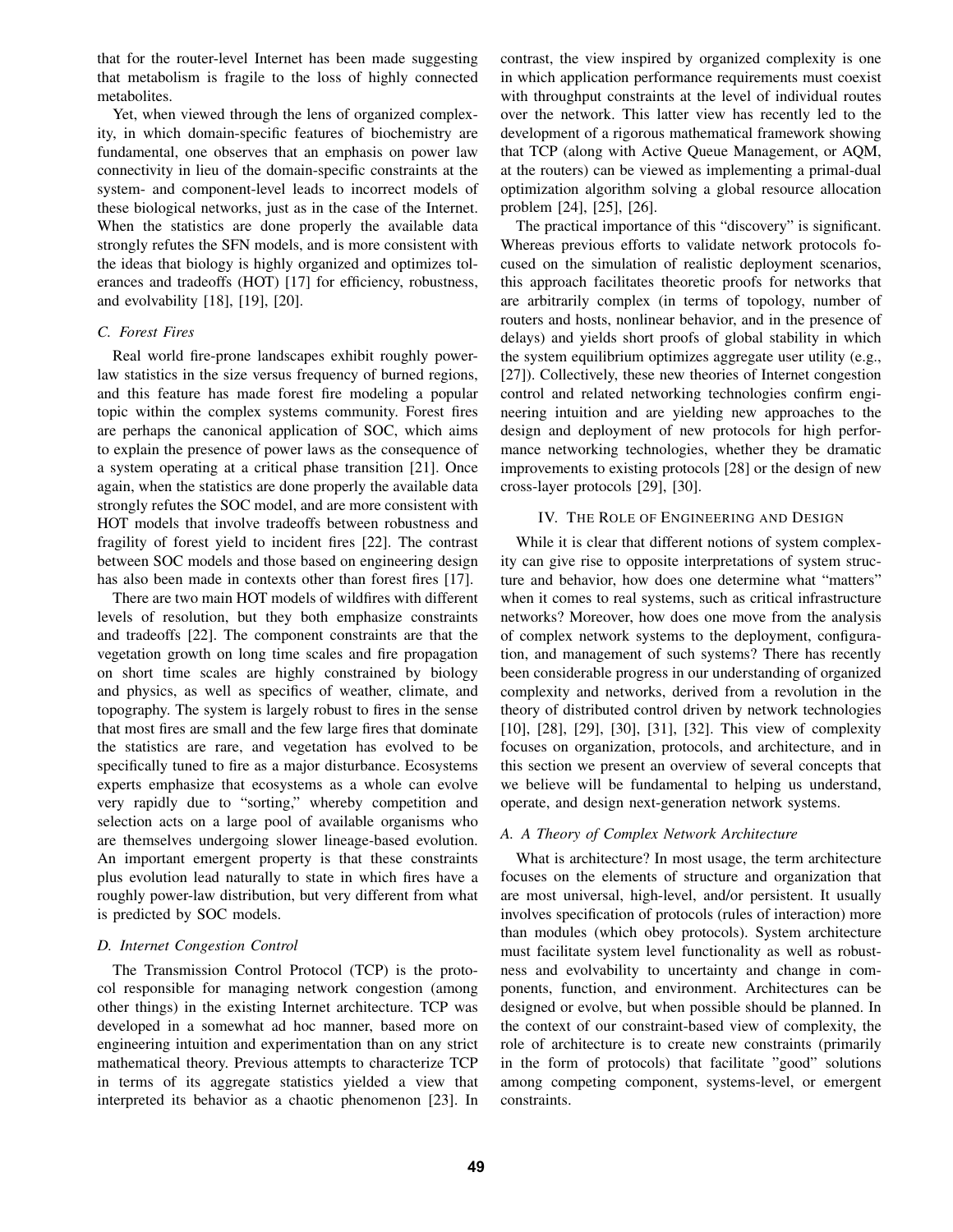that for the router-level Internet has been made suggesting that metabolism is fragile to the loss of highly connected metabolites.

Yet, when viewed through the lens of organized complexity, in which domain-specific features of biochemistry are fundamental, one observes that an emphasis on power law connectivity in lieu of the domain-specific constraints at the system- and component-level leads to incorrect models of these biological networks, just as in the case of the Internet. When the statistics are done properly the available data strongly refutes the SFN models, and is more consistent with the ideas that biology is highly organized and optimizes tolerances and tradeoffs (HOT) [17] for efficiency, robustness, and evolvability [18], [19], [20].

### C. Forest Fires

Real world fire-prone landscapes exhibit roughly power-law statistics in the size versus frequency of burned regions, and this feature has made forest fire modeling a popular topic within the complex systems community. Forest fires are perhaps the canonical application of SOC, which aims to explain the presence of power laws as the consequence of a system operating at a critical phase transition [21]. Once again, when the statistics are done properly the available data strongly refutes the SOC model, and are more consistent with HOT models that involve tradeoffs between robustness and fragility of forest yield to incident fires [22]. The contrast between SOC models and those based on engineering design has also been made in contexts other than forest fires [17].

There are two main HOT models of wildfires with different levels of resolution, but they both emphasize constraints and tradeoffs [22]. The component constraints are that the vegetation growth on long time scales and fire propagation on short time scales are highly constrained by biology and physics, as well as specifics of weather, climate, and topography. The system is largely robust to fires in the sense that most fires are small and the few large fires that dominate the statistics are rare, and vegetation has evolved to be specifically tuned to fire as a major disturbance. Ecosystems experts emphasize that ecosystems as a whole can evolve very rapidly due to "sorting," whereby competition and selection acts on a large pool of available organisms who are themselves undergoing slower lineage-based evolution. An important emergent property is that these constraints plus evolution lead naturally to state in which fires have a roughly power-law distribution, but very different from what is predicted by SOC models.

### D. Internet Congestion Control

The Transmission Control Protocol (TCP) is the protocol responsible for managing network congestion (among other things) in the existing Internet architecture. TCP was developed in a somewhat ad hoc manner, based more on engineering intuition and experimentation than on any strict mathematical theory. Previous attempts to characterize TCP in terms of its aggregate statistics yielded a view that interpreted its behavior as a chaotic phenomenon [23]. In contrast, the view inspired by organized complexity is one in which application performance requirements must coexist with throughput constraints at the level of individual routes over the network. This latter view has recently led to the development of a rigorous mathematical framework showing that TCP (along with Active Queue Management, or AQM, at the routers) can be viewed as implementing a primal-dual optimization algorithm solving a global resource allocation problem [24], [25], [26].

The practical importance of this "discovery" is significant. Whereas previous efforts to validate network protocols focused on the simulation of realistic deployment scenarios, this approach facilitates theoretic proofs for networks that are arbitrarily complex (in terms of topology, number of routers and hosts, nonlinear behavior, and in the presence of delays) and yields short proofs of global stability in which the system equilibrium optimizes aggregate user utility (e.g., [27]). Collectively, these new theories of Internet congestion control and related networking technologies confirm engineering intuition and are yielding new approaches to the design and deployment of new protocols for high performance networking technologies, whether they be dramatic improvements to existing protocols [28] or the design of new cross-layer protocols [29], [30].

## IV. The Role of Engineering and Design

While it is clear that different notions of system complexity can give rise to opposite interpretations of system structure and behavior, how does one determine what "matters" when it comes to real systems, such as critical infrastructure networks? Moreover, how does one move from the analysis of complex network systems to the deployment, configuration, and management of such systems? There has recently been considerable progress in our understanding of organized complexity and networks, derived from a revolution in the theory of distributed control driven by network technologies [10], [28], [29], [30], [31], [32]. This view of complexity focuses on organization, protocols, and architecture, and in this section we present an overview of several concepts that we believe will be fundamental to helping us understand, operate, and design next-generation network systems.

### A. A Theory of Complex Network Architecture

What is architecture? In most usage, the term architecture focuses on the elements of structure and organization that are most universal, high-level, and/or persistent. It usually involves specification of protocols (rules of interaction) more than modules (which obey protocols). System architecture must facilitate system level functionality as well as robustness and evolvability to uncertainty and change in components, function, and environment. Architectures can be designed or evolve, but when possible should be planned. In the context of our constraint-based view of complexity, the role of architecture is to create new constraints (primarily in the form of protocols) that facilitate "good" solutions among competing component, systems-level, or emergent constraints.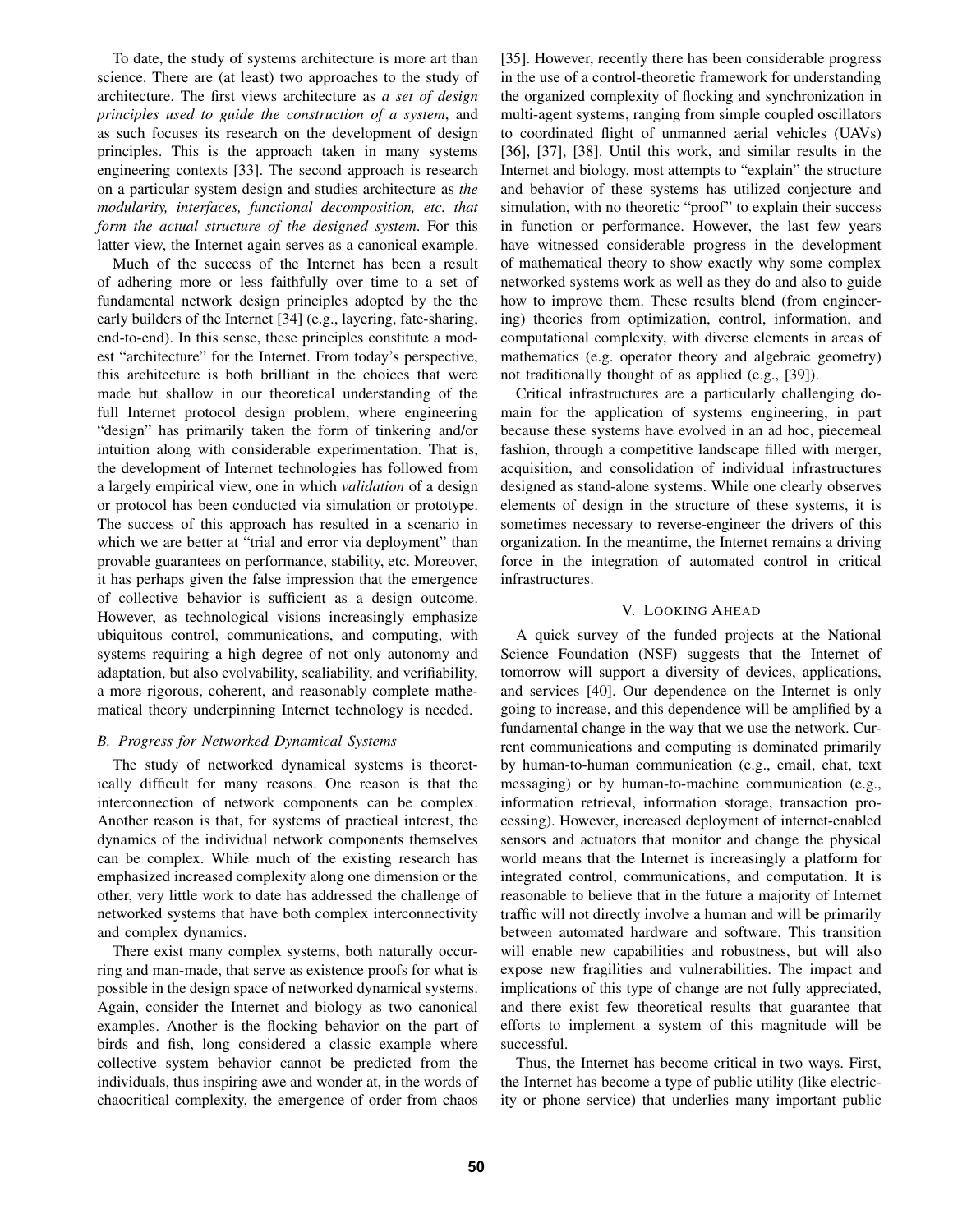To date, the study of systems architecture is more art than science. There are (at least) two approaches to the study of architecture. The first views architecture as *a set of design principles used to guide the construction of a system*, and as such focuses its research on the development of design principles. This is the approach taken in many systems engineering contexts [33]. The second approach is research on a particular system design and studies architecture as *the modularity, interfaces, functional decomposition, etc. that form the actual structure of the designed system*. For this latter view, the Internet again serves as a canonical example.

Much of the success of the Internet has been a result of adhering more or less faithfully over time to a set of fundamental network design principles adopted by the the early builders of the Internet [34] (e.g., layering, fate-sharing, end-to-end). In this sense, these principles constitute a modest "architecture" for the Internet. From today's perspective, this architecture is both brilliant in the choices that were made but shallow in our theoretical understanding of the full Internet protocol design problem, where engineering "design" has primarily taken the form of tinkering and/or intuition along with considerable experimentation. That is, the development of Internet technologies has followed from a largely empirical view, one in which *validation* of a design or protocol has been conducted via simulation or prototype. The success of this approach has resulted in a scenario in which we are better at "trial and error via deployment" than provable guarantees on performance, stability, etc. Moreover, it has perhaps given the false impression that the emergence of collective behavior is sufficient as a design outcome. However, as technological visions increasingly emphasize ubiquitous control, communications, and computing, with systems requiring a high degree of not only autonomy and adaptation, but also evolvability, scaliability, and verifiability, a more rigorous, coherent, and reasonably complete mathematical theory underpinning Internet technology is needed.

### B. Progress for Networked Dynamical Systems

The study of networked dynamical systems is theoretically difficult for many reasons. One reason is that the interconnection of network components can be complex. Another reason is that, for systems of practical interest, the dynamics of the individual network components themselves can be complex. While much of the existing research has emphasized increased complexity along one dimension or the other, very little work to date has addressed the challenge of networked systems that have both complex interconnectivity and complex dynamics.

There exist many complex systems, both naturally occurring and man-made, that serve as existence proofs for what is possible in the design space of networked dynamical systems. Again, consider the Internet and biology as two canonical examples. Another is the flocking behavior on the part of birds and fish, long considered a classic example where collective system behavior cannot be predicted from the individuals, thus inspiring awe and wonder at, in the words of chaocritical complexity, the emergence of order from chaos [35]. However, recently there has been considerable progress in the use of a control-theoretic framework for understanding the organized complexity of flocking and synchronization in multi-agent systems, ranging from simple coupled oscillators to coordinated flight of unmanned aerial vehicles (UAVs) [36], [37], [38]. Until this work, and similar results in the Internet and biology, most attempts to "explain" the structure and behavior of these systems has utilized conjecture and simulation, with no theoretic "proof" to explain their success in function or performance. However, the last few years have witnessed considerable progress in the development of mathematical theory to show exactly why some complex networked systems work as well as they do and also to guide how to improve them. These results blend (from engineering) theories from optimization, control, information, and computational complexity, with diverse elements in areas of mathematics (e.g. operator theory and algebraic geometry) not traditionally thought of as applied (e.g., [39]).

Critical infrastructures are a particularly challenging domain for the application of systems engineering, in part because these systems have evolved in an ad hoc, piecemeal fashion, through a competitive landscape filled with merger, acquisition, and consolidation of individual infrastructures designed as stand-alone systems. While one clearly observes elements of design in the structure of these systems, it is sometimes necessary to reverse-engineer the drivers of this organization. In the meantime, the Internet remains a driving force in the integration of automated control in critical infrastructures.

## V. Looking Ahead

A quick survey of the funded projects at the National Science Foundation (NSF) suggests that the Internet of tomorrow will support a diversity of devices, applications, and services [40]. Our dependence on the Internet is only going to increase, and this dependence will be amplified by a fundamental change in the way that we use the network. Current communications and computing is dominated primarily by human-to-human communication (e.g., email, chat, text messaging) or by human-to-machine communication (e.g., information retrieval, information storage, transaction processing). However, increased deployment of internet-enabled sensors and actuators that monitor and change the physical world means that the Internet is increasingly a platform for integrated control, communications, and computation. It is reasonable to believe that in the future a majority of Internet traffic will not directly involve a human and will be primarily between automated hardware and software. This transition will enable new capabilities and robustness, but will also expose new fragilities and vulnerabilities. The impact and implications of this type of change are not fully appreciated, and there exist few theoretical results that guarantee that efforts to implement a system of this magnitude will be successful.

Thus, the Internet has become critical in two ways. First, the Internet has become a type of public utility (like electricity or phone service) that underlies many important public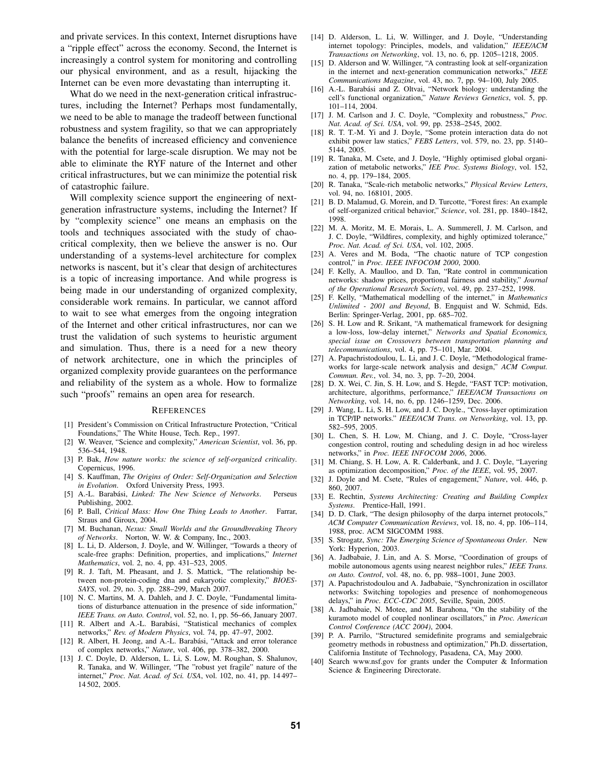and private services. In this context, Internet disruptions have a "ripple effect" across the economy. Second, the Internet is increasingly a control system for monitoring and controlling our physical environment, and as a result, hijacking the Internet can be even more devastating than interrupting it.

What do we need in the next-generation critical infrastructures, including the Internet? Perhaps most fundamentally, we need to be able to manage the tradeoff between functional robustness and system fragility, so that we can appropriately balance the benefits of increased efficiency and convenience with the potential for large-scale disruption. We may not be able to eliminate the RYF nature of the Internet and other critical infrastructures, but we can minimize the potential risk of catastrophic failure.

Will complexity science support the engineering of next-generation infrastructure systems, including the Internet? If by "complexity science" one means an emphasis on the tools and techniques associated with the study of chaocritical complexity, then we believe the answer is no. Our understanding of a systems-level architecture for complex networks is nascent, but it's clear that design of architectures is a topic of increasing importance. And while progress is being made in our understanding of organized complexity, considerable work remains. In particular, we cannot afford to wait to see what emerges from the ongoing integration of the Internet and other critical infrastructures, nor can we trust the validation of such systems to heuristic argument and simulation. Thus, there is a need for a new theory of network architecture, one in which the principles of organized complexity provide guarantees on the performance and reliability of the system as a whole. How to formalize such "proofs" remains an open area for research.

## References

[1] President's Commission on Critical Infrastructure Protection, "Critical Foundations," The White House, Tech. Rep., 1997.

[2] W. Weaver, "Science and complexity," *American Scientist*, vol. 36, pp. 536–544, 1948.

[3] P. Bak, *How nature works: the science of self-organized criticality*. Copernicus, 1996.

[4] S. Kauffman, *The Origins of Order: Self-Organization and Selection in Evolution*. Oxford University Press, 1993.

[5] A.-L. Barabási, *Linked: The New Science of Networks*. Perseus Publishing, 2002.

[6] P. Ball, *Critical Mass: How One Thing Leads to Another*. Farrar, Straus and Giroux, 2004.

[7] M. Buchanan, *Nexus: Small Worlds and the Groundbreaking Theory of Networks*. Norton, W. W. & Company, Inc., 2003.

[8] L. Li, D. Alderson, J. Doyle, and W. Willinger, "Towards a theory of scale-free graphs: Definition, properties, and implications," *Internet Mathematics*, vol. 2, no. 4, pp. 431–523, 2005.

[9] R. J. Taft, M. Pheasant, and J. S. Mattick, "The relationship between non-protein-coding dna and eukaryotic complexity," *BIOESSAYS*, vol. 29, no. 3, pp. 288–299, March 2007.

[10] N. C. Martins, M. A. Dahleh, and J. C. Doyle, "Fundamental limitations of disturbance attenuation in the presence of side information," *IEEE Trans. on Auto. Control*, vol. 52, no. 1, pp. 56–66, January 2007.

[11] R. Albert and A.-L. Barabási, "Statistical mechanics of complex networks," *Rev. of Modern Physics*, vol. 74, pp. 47–97, 2002.

[12] R. Albert, H. Jeong, and A.-L. Barabási, "Attack and error tolerance of complex networks," *Nature*, vol. 406, pp. 378–382, 2000.

[13] J. C. Doyle, D. Alderson, L. Li, S. Low, M. Roughan, S. Shalunov, R. Tanaka, and W. Willinger, "The "robust yet fragile" nature of the internet," *Proc. Nat. Acad. of Sci. USA*, vol. 102, no. 41, pp. 14 497–14 502, 2005.

[14] D. Alderson, L. Li, W. Willinger, and J. Doyle, "Understanding internet topology: Principles, models, and validation," *IEEE/ACM Transactions on Networking*, vol. 13, no. 6, pp. 1205–1218, 2005.

[15] D. Alderson and W. Willinger, "A contrasting look at self-organization in the internet and next-generation communication networks," *IEEE Communications Magazine*, vol. 43, no. 7, pp. 94–100, July 2005.

[16] A.-L. Barabási and Z. Oltvai, "Network biology: understanding the cell's functional organization," *Nature Reviews Genetics*, vol. 5, pp. 101–114, 2004.

[17] J. M. Carlson and J. C. Doyle, "Complexity and robustness," *Proc. Nat. Acad. of Sci. USA*, vol. 99, pp. 2538–2545, 2002.

[18] R. T. T.-M. Yi and J. Doyle, "Some protein interaction data do not exhibit power law statics," *FEBS Letters*, vol. 579, no. 23, pp. 5140–5144, 2005.

[19] R. Tanaka, M. Csete, and J. Doyle, "Highly optimised global organization of metabolic networks," *IEE Proc. Systems Biology*, vol. 152, no. 4, pp. 179–184, 2005.

[20] R. Tanaka, "Scale-rich metabolic networks," *Physical Review Letters*, vol. 94, no. 168101, 2005.

[21] B. D. Malamud, G. Morein, and D. Turcotte, "Forest fires: An example of self-organized critical behavior," *Science*, vol. 281, pp. 1840–1842, 1998.

[22] M. A. Moritz, M. E. Morais, L. A. Summerell, J. M. Carlson, and J. C. Doyle, "Wildfires, complexity, and highly optimized tolerance," *Proc. Nat. Acad. of Sci. USA*, vol. 102, 2005.

[23] A. Veres and M. Boda, "The chaotic nature of TCP congestion control," in *Proc. IEEE INFOCOM 2000*, 2000.

[24] F. Kelly, A. Maulloo, and D. Tan, "Rate control in communication networks: shadow prices, proportional fairness and stability," *Journal of the Operational Research Society*, vol. 49, pp. 237–252, 1998.

[25] F. Kelly, "Mathematical modelling of the internet," in *Mathematics Unlimited - 2001 and Beyond*, B. Engquist and W. Schmid, Eds. Berlin: Springer-Verlag, 2001, pp. 685–702.

[26] S. H. Low and R. Srikant, "A mathematical framework for designing a low-loss, low-delay internet," *Networks and Spatial Economics, special issue on Crossovers between transportation planning and telecommunications*, vol. 4, pp. 75–101, Mar. 2004.

[27] A. Papachristodoulou, L. Li, and J. C. Doyle, "Methodological frameworks for large-scale network analysis and design," *ACM Comput. Commun. Rev.*, vol. 34, no. 3, pp. 7–20, 2004.

[28] D. X. Wei, C. Jin, S. H. Low, and S. Hegde, "FAST TCP: motivation, architecture, algorithms, performance," *IEEE/ACM Transactions on Networking*, vol. 14, no. 6, pp. 1246–1259, Dec. 2006.

[29] J. Wang, L. Li, S. H. Low, and J. C. Doyle., "Cross-layer optimization in TCP/IP networks." *IEEE/ACM Trans. on Networking*, vol. 13, pp. 582–595, 2005.

[30] L. Chen, S. H. Low, M. Chiang, and J. C. Doyle, "Cross-layer congestion control, routing and scheduling design in ad hoc wireless networks," in *Proc. IEEE INFOCOM 2006*, 2006.

[31] M. Chiang, S. H. Low, A. R. Calderbank, and J. C. Doyle, "Layering as optimization decomposition," *Proc. of the IEEE*, vol. 95, 2007.

[32] J. Doyle and M. Csete, "Rules of engagement," *Nature*, vol. 446, p. 860, 2007.

[33] E. Rechtin, *Systems Architecting: Creating and Building Complex Systems*. Prentice-Hall, 1991.

[34] D. D. Clark, "The design philosophy of the darpa internet protocols," *ACM Computer Communication Reviews*, vol. 18, no. 4, pp. 106–114, 1988, proc. ACM SIGCOMM 1988.

[35] S. Strogatz, *Sync: The Emerging Science of Spontaneous Order*. New York: Hyperion, 2003.

[36] A. Jadbabaie, J. Lin, and A. S. Morse, "Coordination of groups of mobile autonomous agents using nearest neighbor rules," *IEEE Trans. on Auto. Control*, vol. 48, no. 6, pp. 988–1001, June 2003.

[37] A. Papachristodoulou and A. Jadbabaie, "Synchronization in oscillator networks: Switching topologies and presence of nonhomogeneous delays," in *Proc. ECC-CDC 2005*, Seville, Spain, 2005.

[38] A. Jadbabaie, N. Motee, and M. Barahona, "On the stability of the kuramoto model of coupled nonlinear oscillators," in *Proc. American Control Conference (ACC 2004)*, 2004.

[39] P. A. Parrilo, "Structured semidefinite programs and semialgebraic geometry methods in robustness and optimization," Ph.D. dissertation, California Institute of Technology, Pasadena, CA, May 2000.

[40] Search www.nsf.gov for grants under the Computer & Information Science & Engineering Directorate.